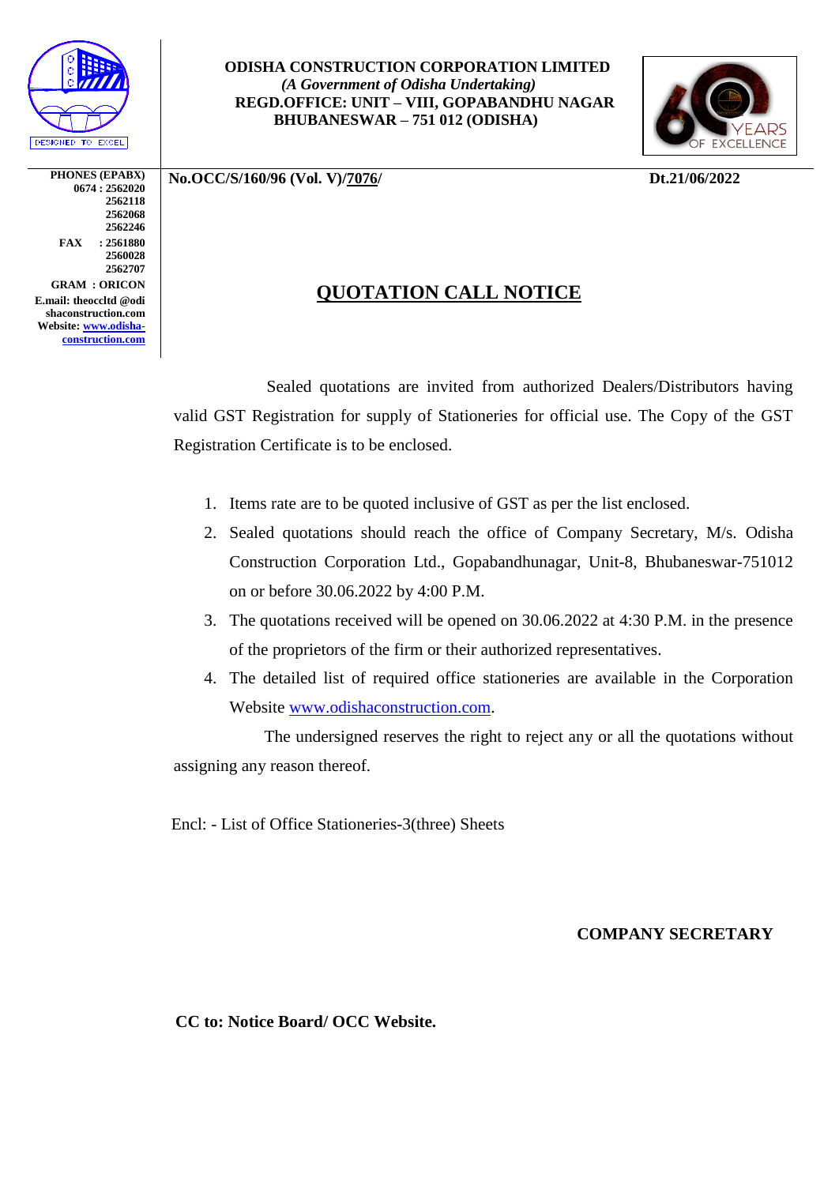**ODISHA CONSTRUCTION CORPORATION LIMITED**
***(A Government of Odisha Undertaking)***
**REGD.OFFICE: UNIT – VIII, GOPABANDHU NAGAR**
**BHUBANESWAR – 751 012 (ODISHA)**

DESIGNED TO EXCEL

60 YEARS OF EXCELLENCE

**PHONES (EPABX)**
**0674 : 2562020**
**2562118**
**2562068**
**2562246**
**FAX : 2561880**
**2560028**
**2562707**
**GRAM : ORICON**
**E.mail: theoccltd @odishaconstruction.com**
**Website: [www.odisha-construction.com](www.odisha-construction.com)**

**No.OCC/S/160/96 (Vol. V)/7076/** **Dt.21/06/2022**

# QUOTATION CALL NOTICE

Sealed quotations are invited from authorized Dealers/Distributors having valid GST Registration for supply of Stationeries for official use. The Copy of the GST Registration Certificate is to be enclosed.

1. Items rate are to be quoted inclusive of GST as per the list enclosed.
2. Sealed quotations should reach the office of Company Secretary, M/s. Odisha Construction Corporation Ltd., Gopabandhunagar, Unit-8, Bhubaneswar-751012 on or before 30.06.2022 by 4:00 P.M.
3. The quotations received will be opened on 30.06.2022 at 4:30 P.M. in the presence of the proprietors of the firm or their authorized representatives.
4. The detailed list of required office stationeries are available in the Corporation Website [www.odishaconstruction.com](www.odishaconstruction.com).

The undersigned reserves the right to reject any or all the quotations without assigning any reason thereof.

Encl: - List of Office Stationeries-3(three) Sheets

**COMPANY SECRETARY**

**CC to: Notice Board/ OCC Website.**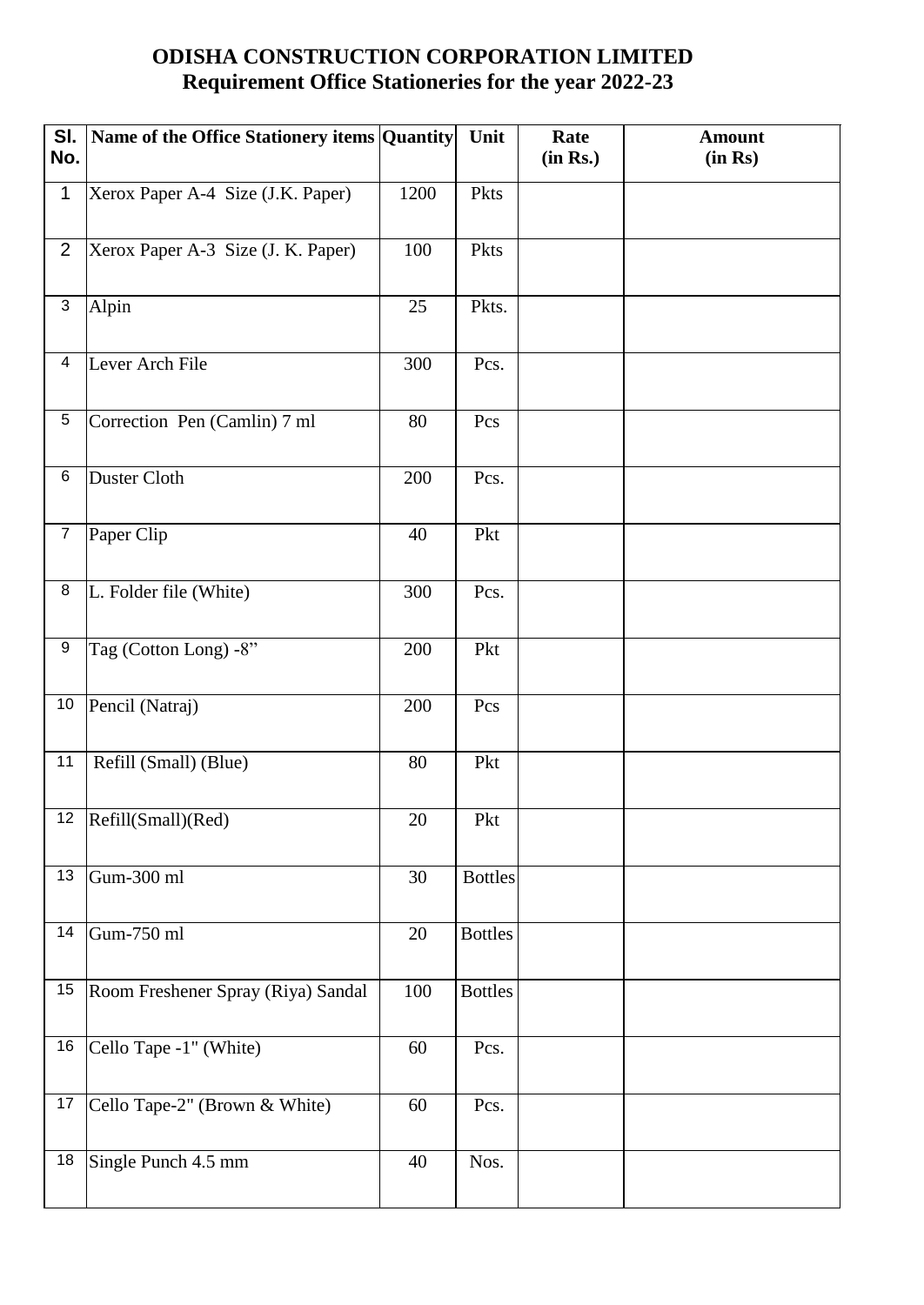## ODISHA CONSTRUCTION CORPORATION LIMITED
## Requirement Office Stationeries for the year 2022-23

| Sl. No. | Name of the Office Stationery items | Quantity | Unit | Rate (in Rs.) | Amount (in Rs) |
|---|---|---|---|---|---|
| 1 | Xerox Paper A-4 Size (J.K. Paper) | 1200 | Pkts | | |
| 2 | Xerox Paper A-3 Size (J. K. Paper) | 100 | Pkts | | |
| 3 | Alpin | 25 | Pkts. | | |
| 4 | Lever Arch File | 300 | Pcs. | | |
| 5 | Correction Pen (Camlin) 7 ml | 80 | Pcs | | |
| 6 | Duster Cloth | 200 | Pcs. | | |
| 7 | Paper Clip | 40 | Pkt | | |
| 8 | L. Folder file (White) | 300 | Pcs. | | |
| 9 | Tag (Cotton Long) -8" | 200 | Pkt | | |
| 10 | Pencil (Natraj) | 200 | Pcs | | |
| 11 | Refill (Small) (Blue) | 80 | Pkt | | |
| 12 | Refill(Small)(Red) | 20 | Pkt | | |
| 13 | Gum-300 ml | 30 | Bottles | | |
| 14 | Gum-750 ml | 20 | Bottles | | |
| 15 | Room Freshener Spray (Riya) Sandal | 100 | Bottles | | |
| 16 | Cello Tape -1" (White) | 60 | Pcs. | | |
| 17 | Cello Tape-2" (Brown & White) | 60 | Pcs. | | |
| 18 | Single Punch 4.5 mm | 40 | Nos. | | |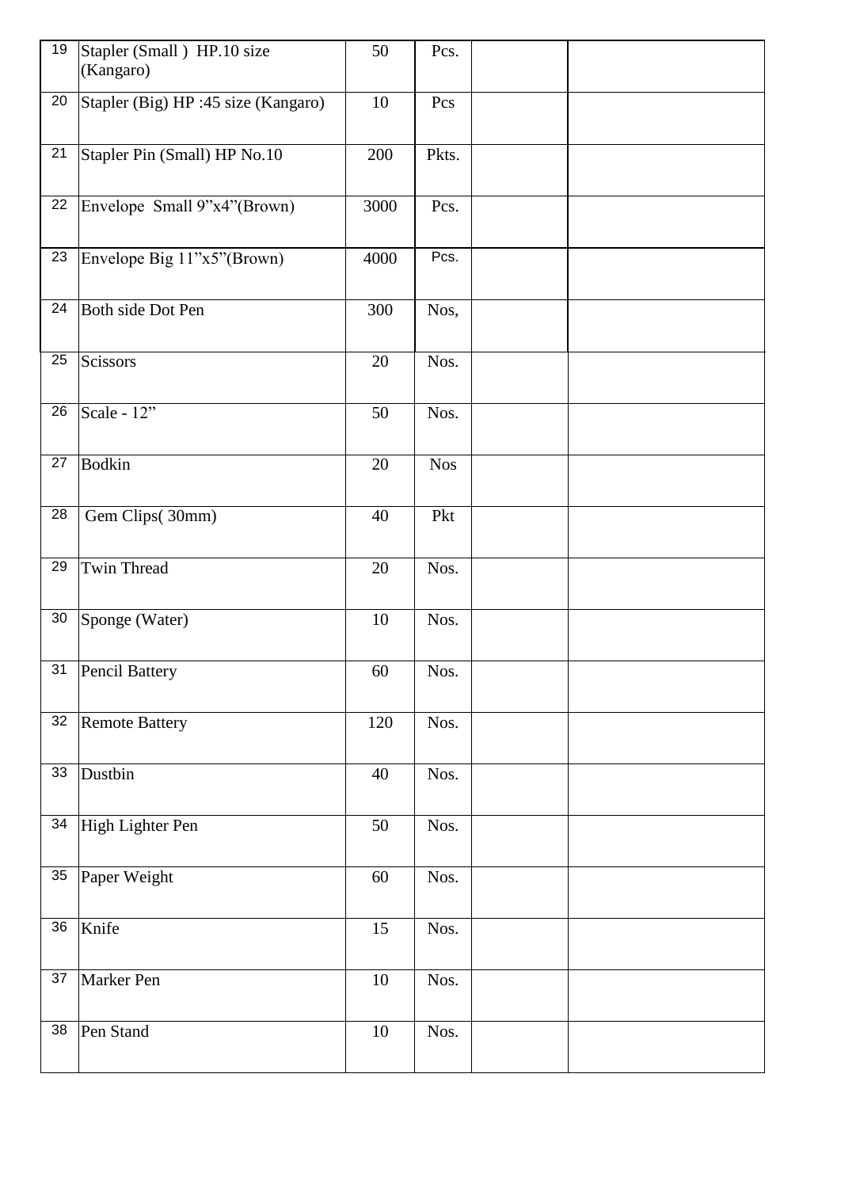| | | | | | |
|---|---|---|---|---|---|
| 19 | Stapler (Small ) HP.10 size (Kangaro) | 50 | Pcs. | | |
| 20 | Stapler (Big) HP :45 size (Kangaro) | 10 | Pcs | | |
| 21 | Stapler Pin (Small) HP No.10 | 200 | Pkts. | | |
| 22 | Envelope Small 9"x4"(Brown) | 3000 | Pcs. | | |
| 23 | Envelope Big 11"x5"(Brown) | 4000 | Pcs. | | |
| 24 | Both side Dot Pen | 300 | Nos, | | |
| 25 | Scissors | 20 | Nos. | | |
| 26 | Scale - 12" | 50 | Nos. | | |
| 27 | Bodkin | 20 | Nos | | |
| 28 | Gem Clips( 30mm) | 40 | Pkt | | |
| 29 | Twin Thread | 20 | Nos. | | |
| 30 | Sponge (Water) | 10 | Nos. | | |
| 31 | Pencil Battery | 60 | Nos. | | |
| 32 | Remote Battery | 120 | Nos. | | |
| 33 | Dustbin | 40 | Nos. | | |
| 34 | High Lighter Pen | 50 | Nos. | | |
| 35 | Paper Weight | 60 | Nos. | | |
| 36 | Knife | 15 | Nos. | | |
| 37 | Marker Pen | 10 | Nos. | | |
| 38 | Pen Stand | 10 | Nos. | | |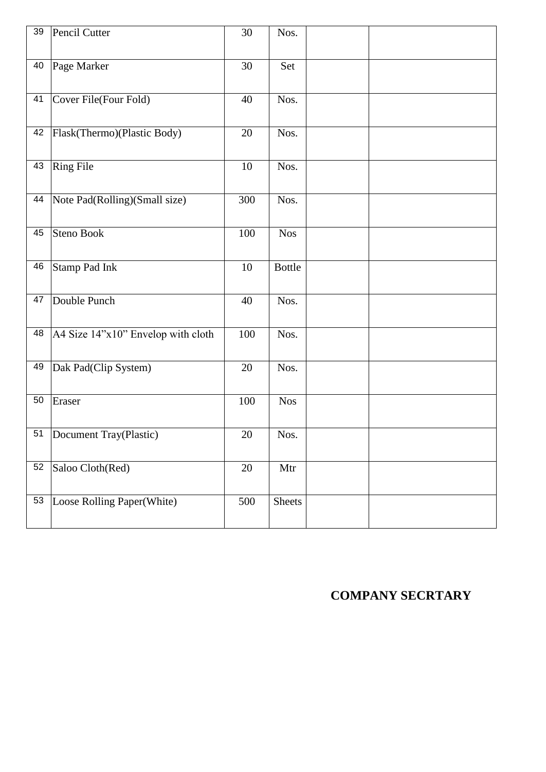| | | | | | |
|---|---|---|---|---|---|
| 39 | Pencil Cutter | 30 | Nos. | | |
| 40 | Page Marker | 30 | Set | | |
| 41 | Cover File(Four Fold) | 40 | Nos. | | |
| 42 | Flask(Thermo)(Plastic Body) | 20 | Nos. | | |
| 43 | Ring File | 10 | Nos. | | |
| 44 | Note Pad(Rolling)(Small size) | 300 | Nos. | | |
| 45 | Steno Book | 100 | Nos | | |
| 46 | Stamp Pad Ink | 10 | Bottle | | |
| 47 | Double Punch | 40 | Nos. | | |
| 48 | A4 Size 14"x10" Envelop with cloth | 100 | Nos. | | |
| 49 | Dak Pad(Clip System) | 20 | Nos. | | |
| 50 | Eraser | 100 | Nos | | |
| 51 | Document Tray(Plastic) | 20 | Nos. | | |
| 52 | Saloo Cloth(Red) | 20 | Mtr | | |
| 53 | Loose Rolling Paper(White) | 500 | Sheets | | |

**COMPANY SECRTARY**